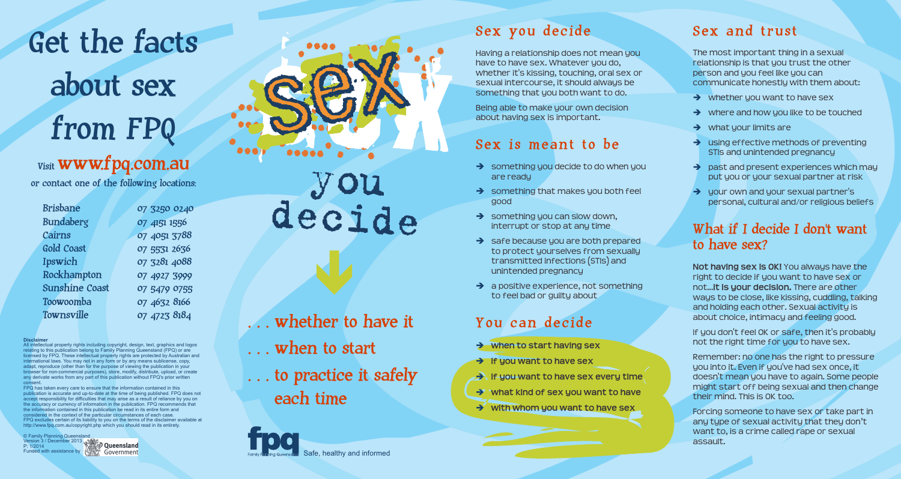# Get the facts about sex from FPQ

Visit **www.fpq.com.au**

or contact one of the following locations:

| | |
|---|---|
| Brisbane | 07 3250 0240 |
| Bundaberg | 07 4151 1556 |
| Cairns | 07 4051 3788 |
| Gold Coast | 07 5531 2636 |
| Ipswich | 07 3281 4088 |
| Rockhampton | 07 4927 3999 |
| Sunshine Coast | 07 5479 0755 |
| Toowoomba | 07 4632 8166 |
| Townsville | 07 4723 8184 |

**Disclaimer**

All intellectual property rights including copyright, design, text, graphics and logos relating to this publication belong to Family Planning Queensland (FPQ) or are licensed by FPQ. These intellectual property rights are protected by Australian and international laws. You may not in any form or by any means sublicense, copy, adapt, reproduce (other than for the purpose of viewing the publication in your browser for non-commercial purposes), store, modify, distribute, upload, or create any derivate works from any part of this publication without FPQ's prior written consent.

FPQ has taken every care to ensure that the information contained in this publication is accurate and up-to-date at the time of being published. FPQ does not accept responsibility for difficulties that may arise as a result of reliance by you on the accuracy or currency of information in the publication. FPQ recommends that the information contained in this publication be read in its entire form and considered in the context of the particular circumstances of each case. FPQ excludes certain of its liability to you on the terms of the disclaimer available at http://www.fpq.com.au/copyright.php which you should read in its entirety.

© Family Planning Queensland
Version 3 / December 2013
P: 1/2014
Funded with assistance by Queensland Government

# sex you decide

. . . whether to have it

. . . when to start

. . . to practice it safely each time

fpq Family Planning Queensland — Safe, healthy and informed

## Sex you decide

Having a relationship does not mean you have to have sex. Whatever you do, whether it's kissing, touching, oral sex or sexual intercourse, it should always be something that you both want to do.

Being able to make your own decision about having sex is important.

## Sex is meant to be

- something you decide to do when you are ready
- something that makes you both feel good
- something you can slow down, interrupt or stop at any time
- safe because you are both prepared to protect yourselves from sexually transmitted infections (STIs) and unintended pregnancy
- a positive experience, not something to feel bad or guilty about

## You can decide

- **when to start having sex**
- **if you want to have sex**
- **if you want to have sex every time**
- **what kind of sex you want to have**
- **with whom you want to have sex**

## Sex and trust

The most important thing in a sexual relationship is that you trust the other person and you feel like you can communicate honestly with them about:

- whether you want to have sex
- where and how you like to be touched
- what your limits are
- using effective methods of preventing STIs and unintended pregnancy
- past and present experiences which may put you or your sexual partner at risk
- your own and your sexual partner's personal, cultural and/or religious beliefs

## What if I decide I don't want to have sex?

**Not having sex is OK!** You always have the right to decide if you want to have sex or not...**it is your decision.** There are other ways to be close, like kissing, cuddling, talking and holding each other. Sexual activity is about choice, intimacy and feeling good.

If you don't feel OK or safe, then it's probably not the right time for you to have sex.

Remember: no one has the right to pressure you into it. Even if you've had sex once, it doesn't mean you have to again. Some people might start off being sexual and then change their mind. This is OK too.

Forcing someone to have sex or take part in any type of sexual activity that they don't want to, is a crime called rape or sexual assault.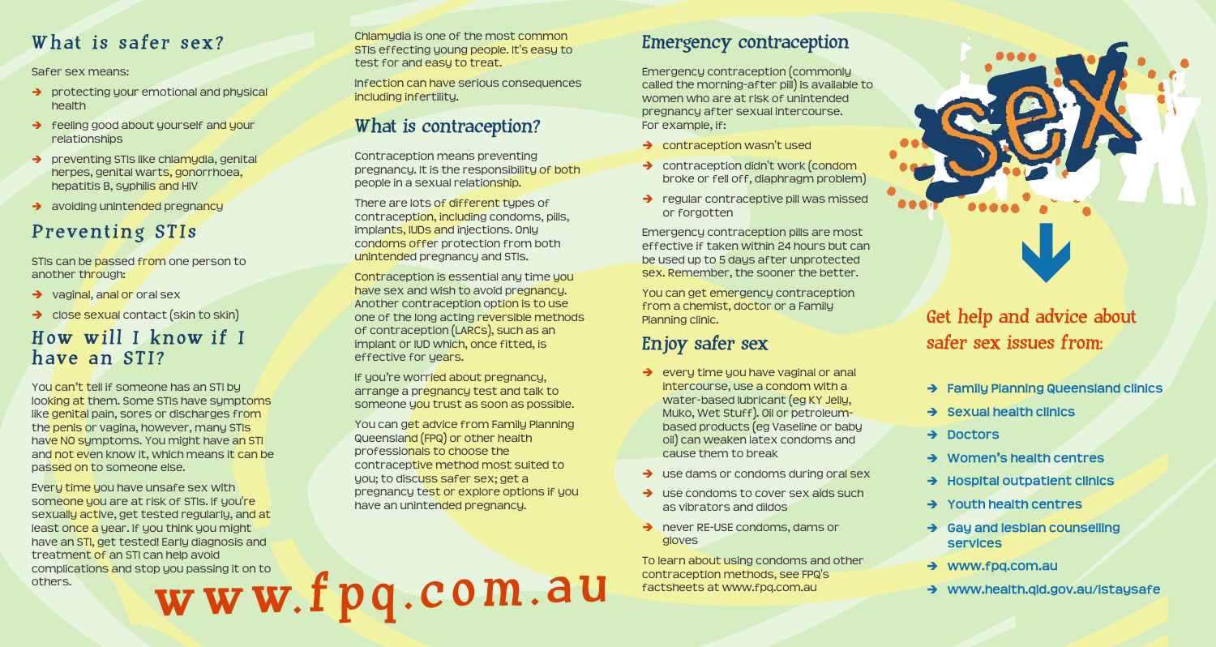## What is safer sex?

Safer sex means:

- protecting your emotional and physical health
- feeling good about yourself and your relationships
- preventing STIs like chlamydia, genital herpes, genital warts, gonorrhoea, hepatitis B, syphilis and HIV
- avoiding unintended pregnancy

## Preventing STIs

STIs can be passed from one person to another through:

- vaginal, anal or oral sex
- close sexual contact (skin to skin)

## How will I know if I have an STI?

You can't tell if someone has an STI by looking at them. Some STIs have symptoms like genital pain, sores or discharges from the penis or vagina, however, many STIs have NO symptoms. You might have an STI and not even know it, which means it can be passed on to someone else.

Every time you have unsafe sex with someone you are at risk of STIs. If you're sexually active, get tested regularly, and at least once a year. If you think you might have an STI, get tested! Early diagnosis and treatment of an STI can help avoid complications and stop you passing it on to others.

Chlamydia is one of the most common STIs effecting young people. It's easy to test for and easy to treat.

Infection can have serious consequences including infertility.

## What is contraception?

Contraception means preventing pregnancy. It is the responsibility of both people in a sexual relationship.

There are lots of different types of contraception, including condoms, pills, implants, IUDs and injections. Only condoms offer protection from both unintended pregnancy and STIs.

Contraception is essential any time you have sex and wish to avoid pregnancy. Another contraception option is to use one of the long acting reversible methods of contraception (LARCs), such as an implant or IUD which, once fitted, is effective for years.

If you're worried about pregnancy, arrange a pregnancy test and talk to someone you trust as soon as possible.

You can get advice from Family Planning Queensland (FPQ) or other health professionals to choose the contraceptive method most suited to you; to discuss safer sex; get a pregnancy test or explore options if you have an unintended pregnancy.

**www.fpq.com.au**

## Emergency contraception

Emergency contraception (commonly called the morning-after pill) is available to women who are at risk of unintended pregnancy after sexual intercourse. For example, if:

- contraception wasn't used
- contraception didn't work (condom broke or fell off, diaphragm problem)
- regular contraceptive pill was missed or forgotten

Emergency contraception pills are most effective if taken within 24 hours but can be used up to 5 days after unprotected sex. Remember, the sooner the better.

You can get emergency contraception from a chemist, doctor or a Family Planning clinic.

## Enjoy safer sex

- every time you have vaginal or anal intercourse, use a condom with a water-based lubricant (eg KY Jelly, Muko, Wet Stuff). Oil or petroleum-based products (eg Vaseline or baby oil) can weaken latex condoms and cause them to break
- use dams or condoms during oral sex
- use condoms to cover sex aids such as vibrators and dildos
- never RE-USE condoms, dams or gloves

To learn about using condoms and other contraception methods, see FPQ's factsheets at www.fpq.com.au

sex

## Get help and advice about safer sex issues from:

- Family Planning Queensland clinics
- Sexual health clinics
- Doctors
- Women's health centres
- Hospital outpatient clinics
- Youth health centres
- Gay and lesbian counselling services
- www.fpq.com.au
- www.health.qld.gov.au/istaysafe